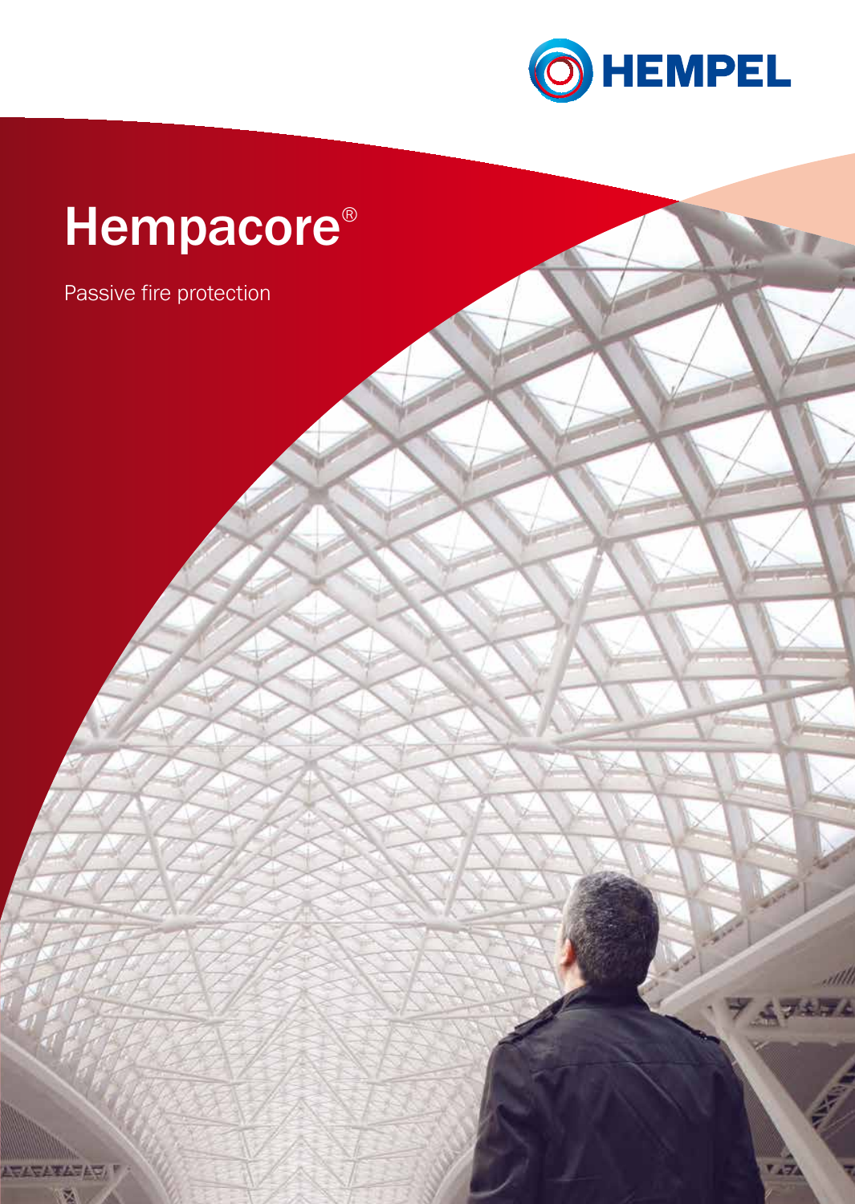HEMPEL

# Hempacore®

Passive fire protection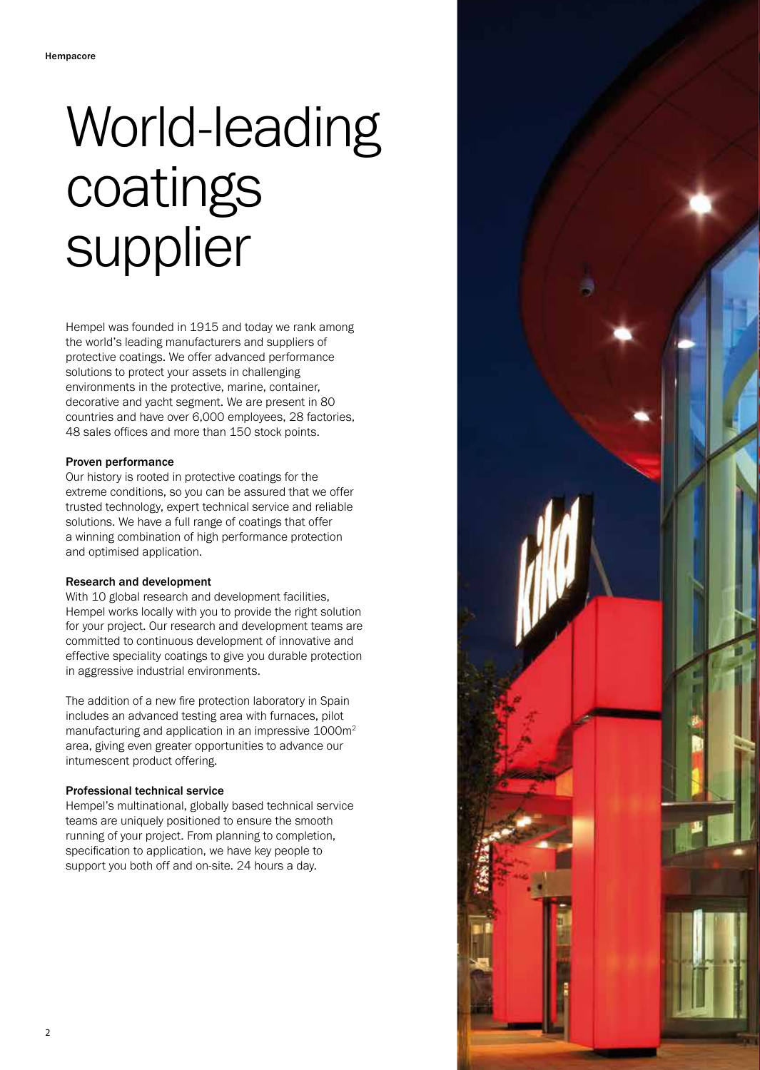# World-leading coatings supplier

Hempel was founded in 1915 and today we rank among the world's leading manufacturers and suppliers of protective coatings. We offer advanced performance solutions to protect your assets in challenging environments in the protective, marine, container, decorative and yacht segment. We are present in 80 countries and have over 6,000 employees, 28 factories, 48 sales offices and more than 150 stock points.

### Proven performance

Our history is rooted in protective coatings for the extreme conditions, so you can be assured that we offer trusted technology, expert technical service and reliable solutions. We have a full range of coatings that offer a winning combination of high performance protection and optimised application.

### Research and development

With 10 global research and development facilities, Hempel works locally with you to provide the right solution for your project. Our research and development teams are committed to continuous development of innovative and effective speciality coatings to give you durable protection in aggressive industrial environments.

The addition of a new fire protection laboratory in Spain includes an advanced testing area with furnaces, pilot manufacturing and application in an impressive 1000m$^2$ area, giving even greater opportunities to advance our intumescent product offering.

### Professional technical service

Hempel's multinational, globally based technical service teams are uniquely positioned to ensure the smooth running of your project. From planning to completion, specification to application, we have key people to support you both off and on-site. 24 hours a day.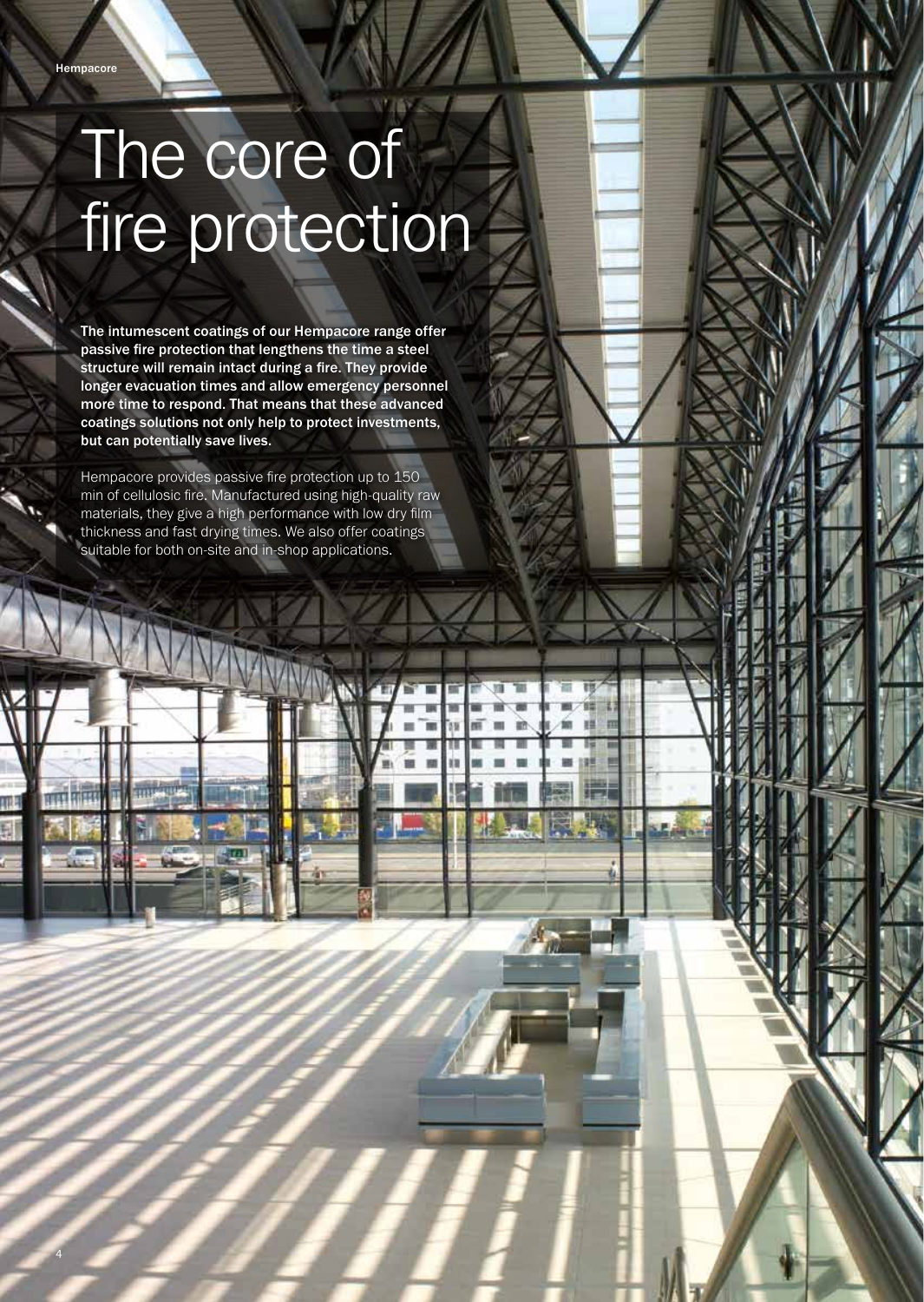# The core of fire protection

**The intumescent coatings of our Hempacore range offer passive fire protection that lengthens the time a steel structure will remain intact during a fire. They provide longer evacuation times and allow emergency personnel more time to respond. That means that these advanced coatings solutions not only help to protect investments, but can potentially save lives.**

Hempacore provides passive fire protection up to 150 min of cellulosic fire. Manufactured using high-quality raw materials, they give a high performance with low dry film thickness and fast drying times. We also offer coatings suitable for both on-site and in-shop applications.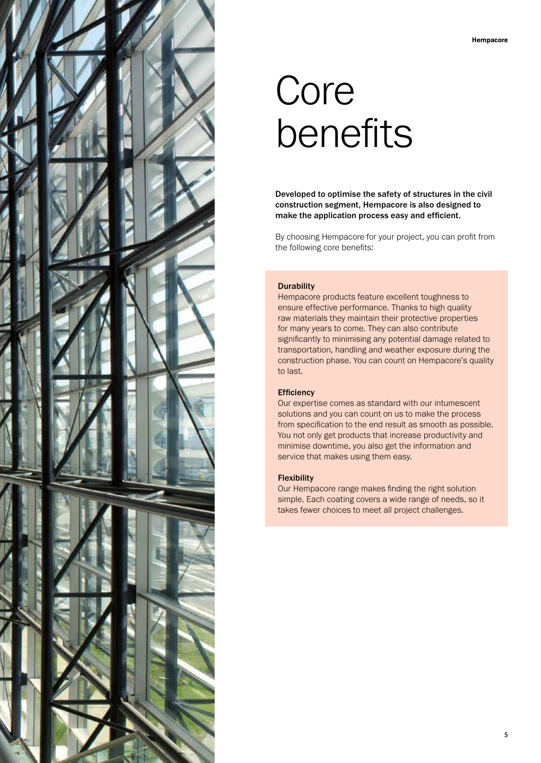# Core benefits

**Developed to optimise the safety of structures in the civil construction segment, Hempacore is also designed to make the application process easy and efficient.**

By choosing Hempacore for your project, you can profit from the following core benefits:

**Durability**
Hempacore products feature excellent toughness to ensure effective performance. Thanks to high quality raw materials they maintain their protective properties for many years to come. They can also contribute significantly to minimising any potential damage related to transportation, handling and weather exposure during the construction phase. You can count on Hempacore's quality to last.

**Efficiency**
Our expertise comes as standard with our intumescent solutions and you can count on us to make the process from specification to the end result as smooth as possible. You not only get products that increase productivity and minimise downtime, you also get the information and service that makes using them easy.

**Flexibility**
Our Hempacore range makes finding the right solution simple. Each coating covers a wide range of needs, so it takes fewer choices to meet all project challenges.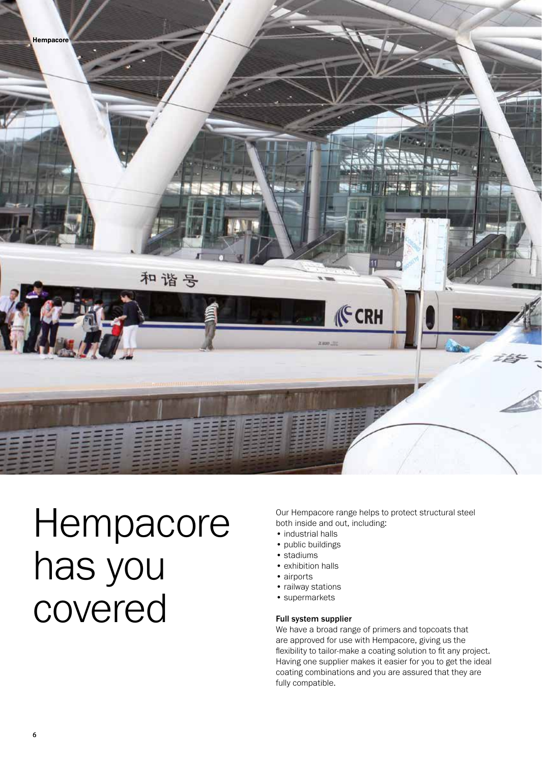# Hempacore has you covered

Our Hempacore range helps to protect structural steel both inside and out, including:

- industrial halls
- public buildings
- stadiums
- exhibition halls
- airports
- railway stations
- supermarkets

**Full system supplier**

We have a broad range of primers and topcoats that are approved for use with Hempacore, giving us the flexibility to tailor-make a coating solution to fit any project. Having one supplier makes it easier for you to get the ideal coating combinations and you are assured that they are fully compatible.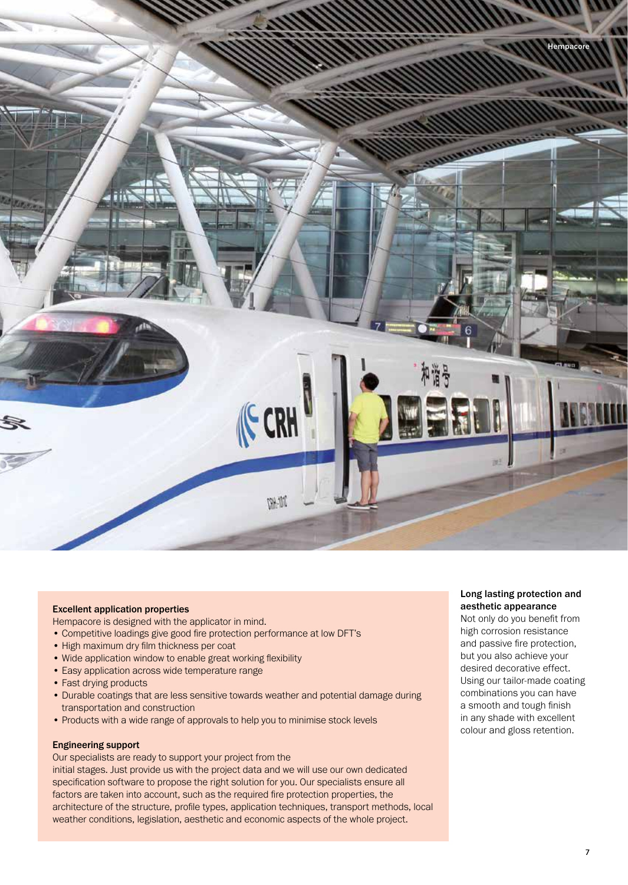### Excellent application properties

Hempacore is designed with the applicator in mind.

- Competitive loadings give good fire protection performance at low DFT's
- High maximum dry film thickness per coat
- Wide application window to enable great working flexibility
- Easy application across wide temperature range
- Fast drying products
- Durable coatings that are less sensitive towards weather and potential damage during transportation and construction
- Products with a wide range of approvals to help you to minimise stock levels

### Engineering support

Our specialists are ready to support your project from the initial stages. Just provide us with the project data and we will use our own dedicated specification software to propose the right solution for you. Our specialists ensure all factors are taken into account, such as the required fire protection properties, the architecture of the structure, profile types, application techniques, transport methods, local weather conditions, legislation, aesthetic and economic aspects of the whole project.

### Long lasting protection and aesthetic appearance

Not only do you benefit from high corrosion resistance and passive fire protection, but you also achieve your desired decorative effect. Using our tailor-made coating combinations you can have a smooth and tough finish in any shade with excellent colour and gloss retention.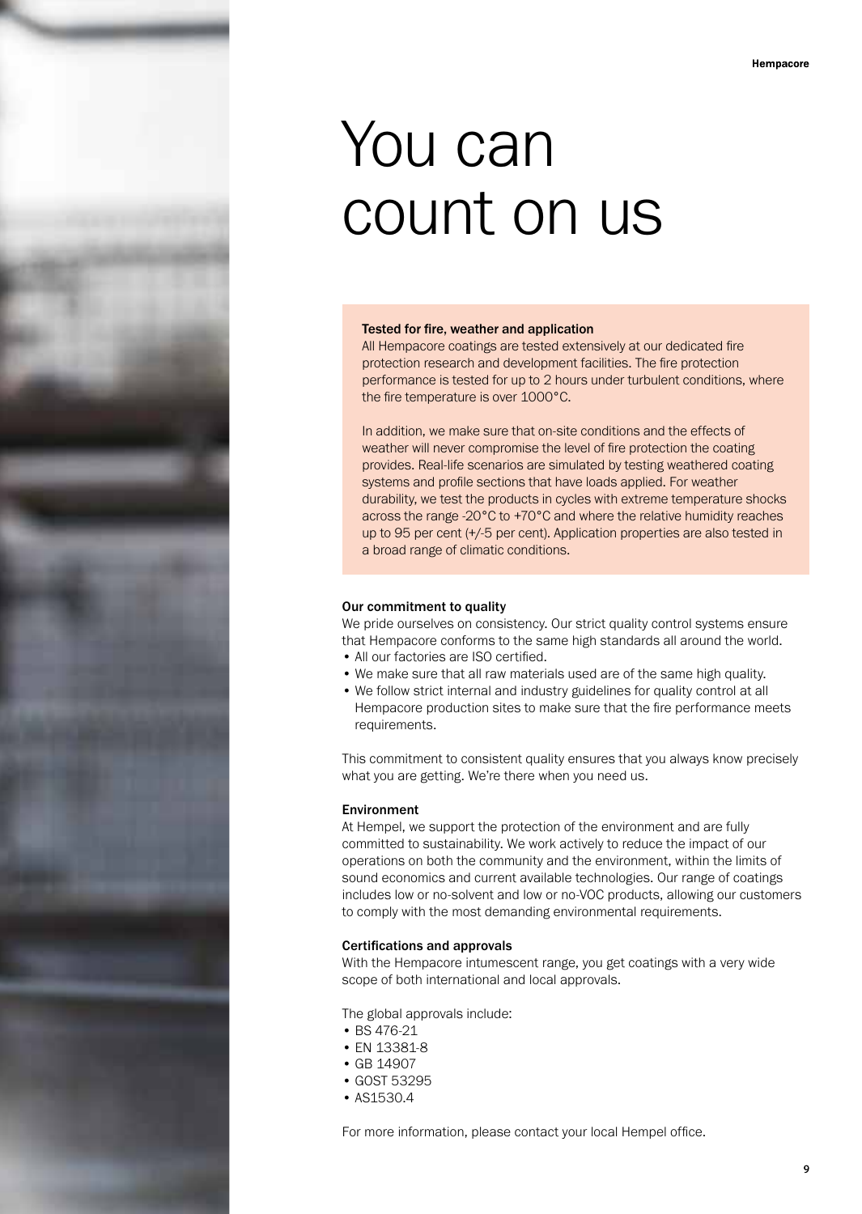# You can count on us

### Tested for fire, weather and application

All Hempacore coatings are tested extensively at our dedicated fire protection research and development facilities. The fire protection performance is tested for up to 2 hours under turbulent conditions, where the fire temperature is over 1000°C.

In addition, we make sure that on-site conditions and the effects of weather will never compromise the level of fire protection the coating provides. Real-life scenarios are simulated by testing weathered coating systems and profile sections that have loads applied. For weather durability, we test the products in cycles with extreme temperature shocks across the range -20°C to +70°C and where the relative humidity reaches up to 95 per cent (+/-5 per cent). Application properties are also tested in a broad range of climatic conditions.

### Our commitment to quality

We pride ourselves on consistency. Our strict quality control systems ensure that Hempacore conforms to the same high standards all around the world.

- All our factories are ISO certified.
- We make sure that all raw materials used are of the same high quality.
- We follow strict internal and industry guidelines for quality control at all Hempacore production sites to make sure that the fire performance meets requirements.

This commitment to consistent quality ensures that you always know precisely what you are getting. We're there when you need us.

### Environment

At Hempel, we support the protection of the environment and are fully committed to sustainability. We work actively to reduce the impact of our operations on both the community and the environment, within the limits of sound economics and current available technologies. Our range of coatings includes low or no-solvent and low or no-VOC products, allowing our customers to comply with the most demanding environmental requirements.

### Certifications and approvals

With the Hempacore intumescent range, you get coatings with a very wide scope of both international and local approvals.

The global approvals include:

- BS 476-21
- EN 13381-8
- GB 14907
- GOST 53295
- AS1530.4

For more information, please contact your local Hempel office.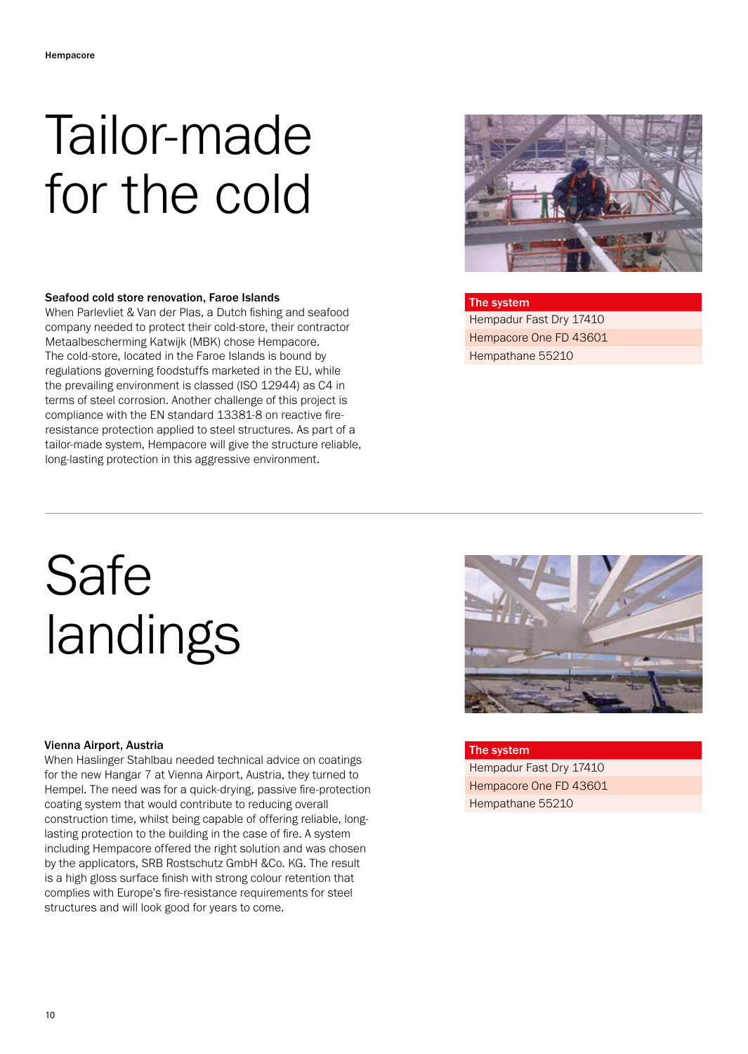# Tailor-made for the cold

**Seafood cold store renovation, Faroe Islands**

When Parlevliet & Van der Plas, a Dutch fishing and seafood company needed to protect their cold-store, their contractor Metaalbescherming Katwijk (MBK) chose Hempacore. The cold-store, located in the Faroe Islands is bound by regulations governing foodstuffs marketed in the EU, while the prevailing environment is classed (ISO 12944) as C4 in terms of steel corrosion. Another challenge of this project is compliance with the EN standard 13381-8 on reactive fire-resistance protection applied to steel structures. As part of a tailor-made system, Hempacore will give the structure reliable, long-lasting protection in this aggressive environment.

| The system |
| --- |
| Hempadur Fast Dry 17410 |
| Hempacore One FD 43601 |
| Hempathane 55210 |

---

# Safe landings

**Vienna Airport, Austria**

When Haslinger Stahlbau needed technical advice on coatings for the new Hangar 7 at Vienna Airport, Austria, they turned to Hempel. The need was for a quick-drying, passive fire-protection coating system that would contribute to reducing overall construction time, whilst being capable of offering reliable, long-lasting protection to the building in the case of fire. A system including Hempacore offered the right solution and was chosen by the applicators, SRB Rostschutz GmbH &Co. KG. The result is a high gloss surface finish with strong colour retention that complies with Europe's fire-resistance requirements for steel structures and will look good for years to come.

| The system |
| --- |
| Hempadur Fast Dry 17410 |
| Hempacore One FD 43601 |
| Hempathane 55210 |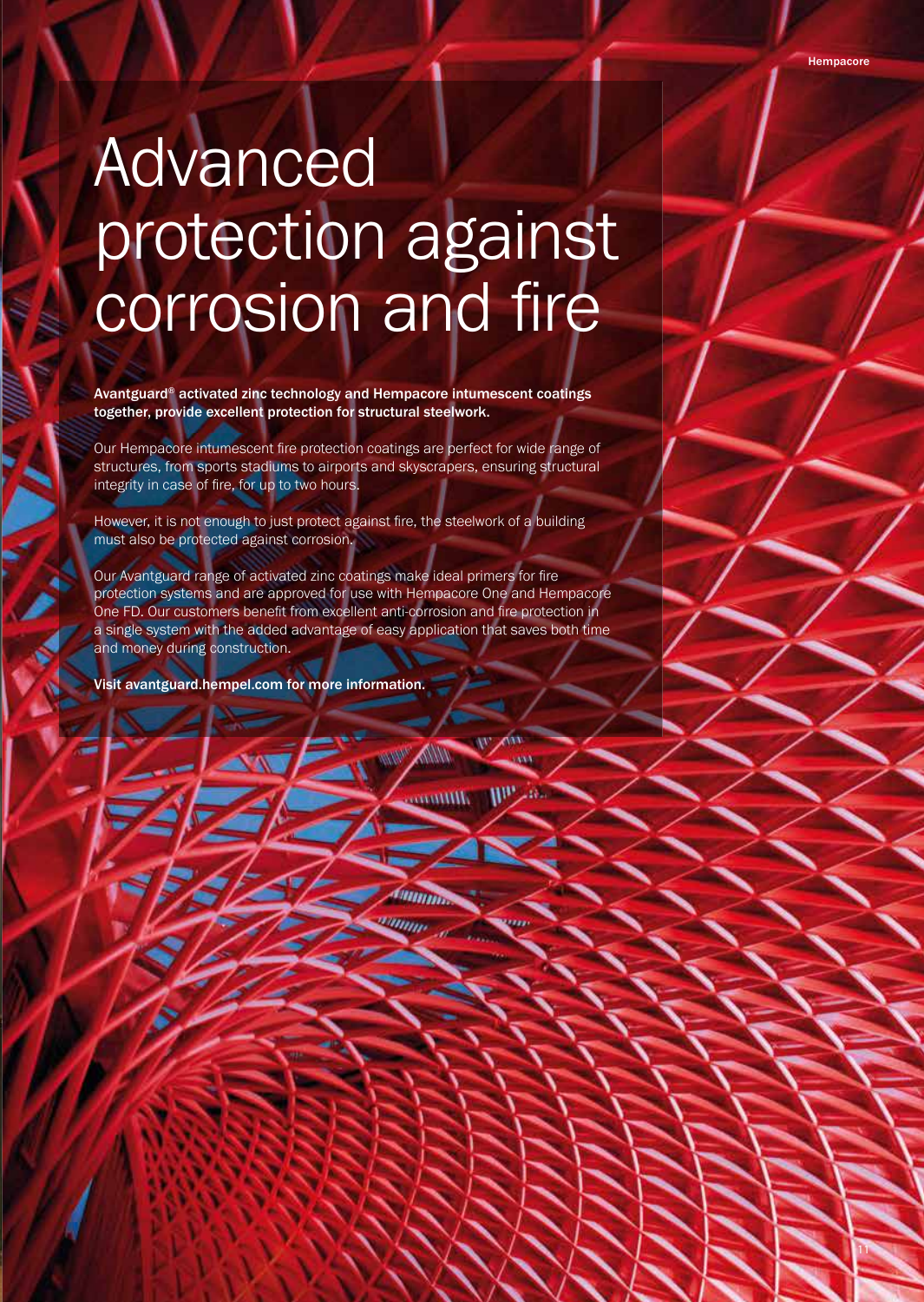# Advanced protection against corrosion and fire

**Avantguard® activated zinc technology and Hempacore intumescent coatings together, provide excellent protection for structural steelwork.**

Our Hempacore intumescent fire protection coatings are perfect for wide range of structures, from sports stadiums to airports and skyscrapers, ensuring structural integrity in case of fire, for up to two hours.

However, it is not enough to just protect against fire, the steelwork of a building must also be protected against corrosion.

Our Avantguard range of activated zinc coatings make ideal primers for fire protection systems and are approved for use with Hempacore One and Hempacore One FD. Our customers benefit from excellent anti-corrosion and fire protection in a single system with the added advantage of easy application that saves both time and money during construction.

**Visit avantguard.hempel.com for more information.**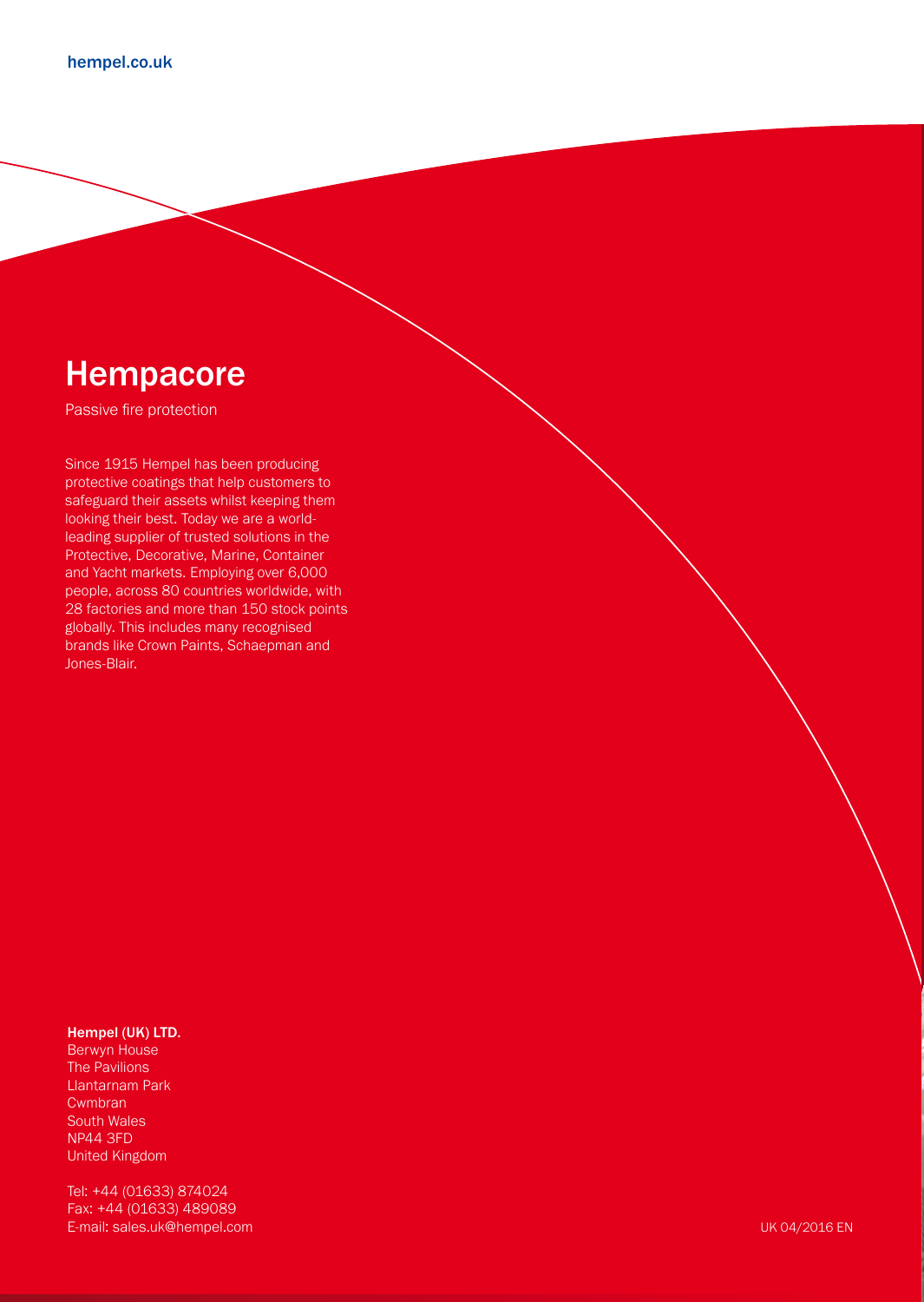hempel.co.uk

# Hempacore

Passive fire protection

Since 1915 Hempel has been producing protective coatings that help customers to safeguard their assets whilst keeping them looking their best. Today we are a world-leading supplier of trusted solutions in the Protective, Decorative, Marine, Container and Yacht markets. Employing over 6,000 people, across 80 countries worldwide, with 28 factories and more than 150 stock points globally. This includes many recognised brands like Crown Paints, Schaepman and Jones-Blair.

**Hempel (UK) LTD.**
Berwyn House
The Pavilions
Llantarnam Park
Cwmbran
South Wales
NP44 3FD
United Kingdom

Tel: +44 (01633) 874024
Fax: +44 (01633) 489089
E-mail: sales.uk@hempel.com

UK 04/2016 EN